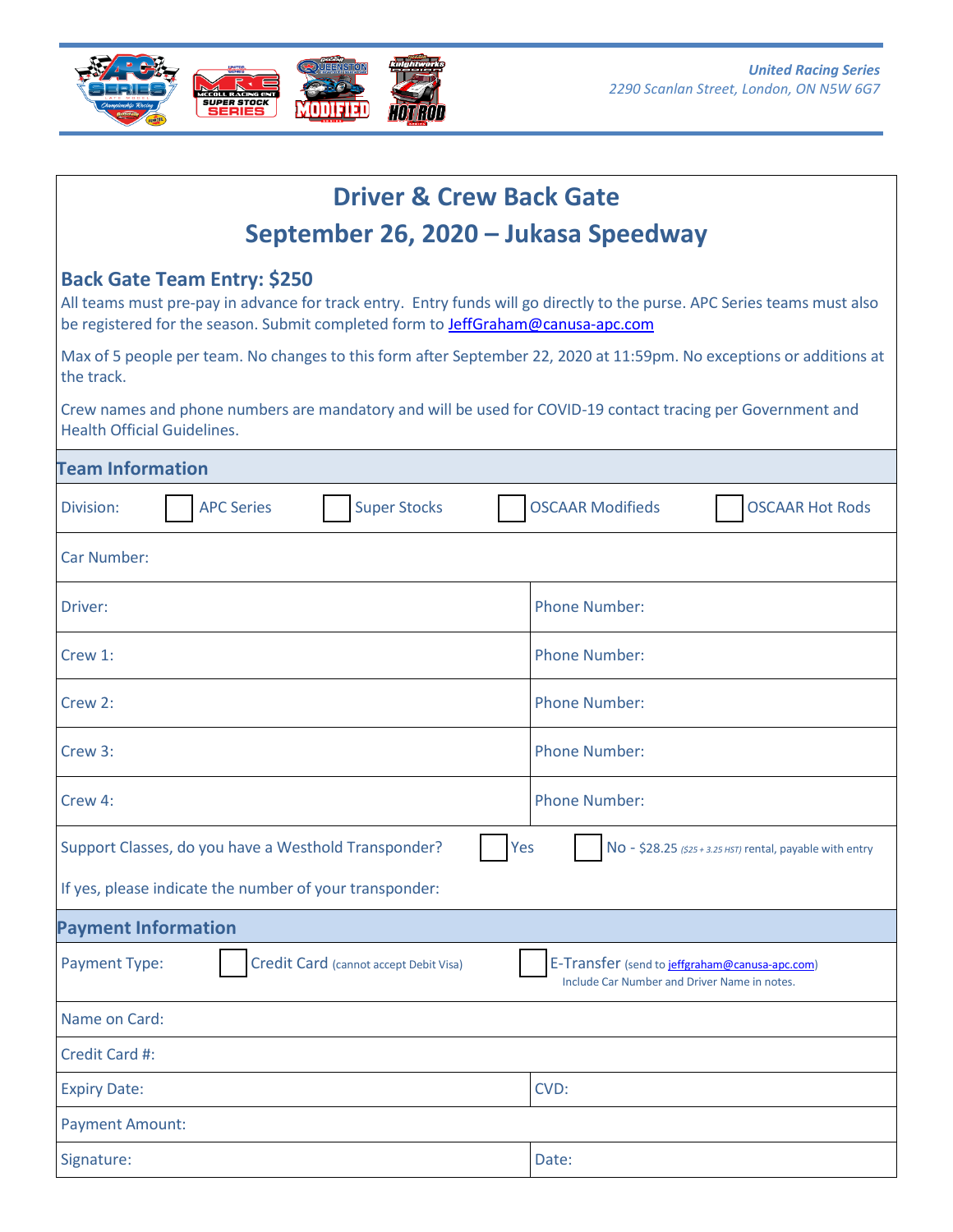*United Racing Series*
*2290 Scanlan Street, London, ON N5W 6G7*

# Driver & Crew Back Gate

# September 26, 2020 – Jukasa Speedway

## Back Gate Team Entry: $250

All teams must pre-pay in advance for track entry. Entry funds will go directly to the purse. APC Series teams must also be registered for the season. Submit completed form to JeffGraham@canusa-apc.com

Max of 5 people per team. No changes to this form after September 22, 2020 at 11:59pm. No exceptions or additions at the track.

Crew names and phone numbers are mandatory and will be used for COVID-19 contact tracing per Government and Health Official Guidelines.

## Team Information

| | |
|---|---|
| Division: ☐ APC Series ☐ Super Stocks ☐ OSCAAR Modifieds ☐ OSCAAR Hot Rods | |
| Car Number: | |
| Driver: | Phone Number: |
| Crew 1: | Phone Number: |
| Crew 2: | Phone Number: |
| Crew 3: | Phone Number: |
| Crew 4: | Phone Number: |

Support Classes, do you have a Westhold Transponder? ☐ Yes ☐ No - $28.25 *($25 + 3.25 HST)* rental, payable with entry

If yes, please indicate the number of your transponder:

## Payment Information

Payment Type: ☐ Credit Card (cannot accept Debit Visa) ☐ E-Transfer (send to jeffgraham@canusa-apc.com) Include Car Number and Driver Name in notes.

| | |
|---|---|
| Name on Card: | |
| Credit Card #: | |
| Expiry Date: | CVD: |
| Payment Amount: | |
| Signature: | Date: |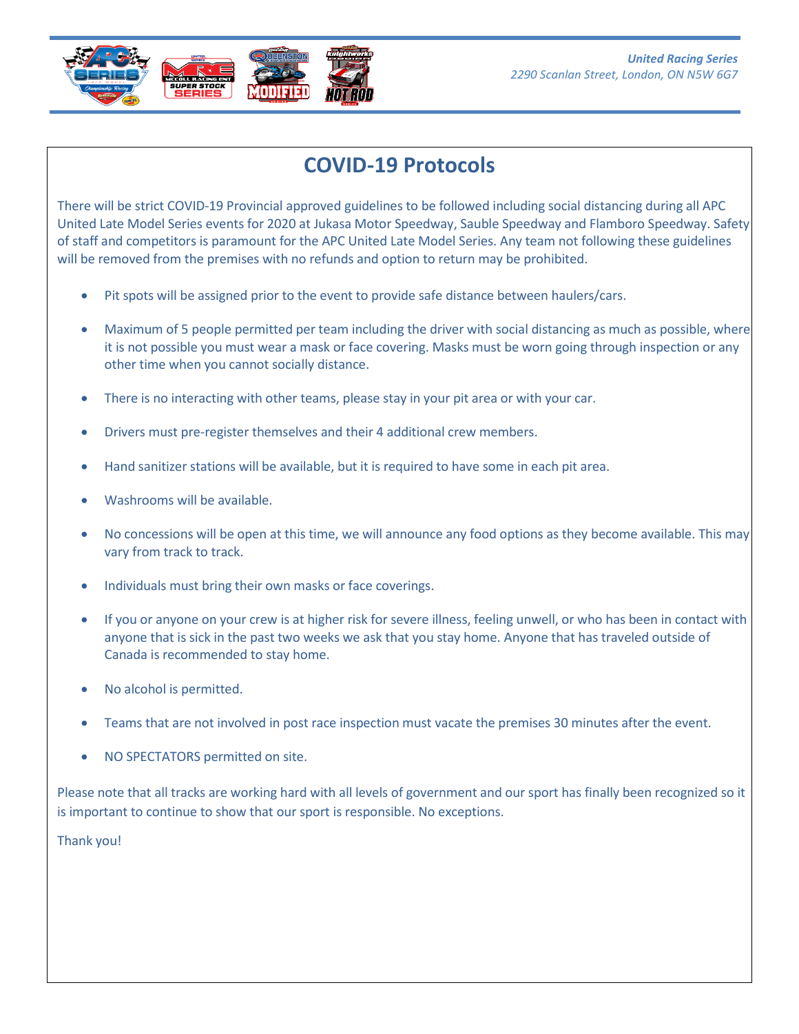*United Racing Series*
*2290 Scanlan Street, London, ON N5W 6G7*

# COVID-19 Protocols

There will be strict COVID-19 Provincial approved guidelines to be followed including social distancing during all APC United Late Model Series events for 2020 at Jukasa Motor Speedway, Sauble Speedway and Flamboro Speedway. Safety of staff and competitors is paramount for the APC United Late Model Series. Any team not following these guidelines will be removed from the premises with no refunds and option to return may be prohibited.

- Pit spots will be assigned prior to the event to provide safe distance between haulers/cars.
- Maximum of 5 people permitted per team including the driver with social distancing as much as possible, where it is not possible you must wear a mask or face covering. Masks must be worn going through inspection or any other time when you cannot socially distance.
- There is no interacting with other teams, please stay in your pit area or with your car.
- Drivers must pre-register themselves and their 4 additional crew members.
- Hand sanitizer stations will be available, but it is required to have some in each pit area.
- Washrooms will be available.
- No concessions will be open at this time, we will announce any food options as they become available. This may vary from track to track.
- Individuals must bring their own masks or face coverings.
- If you or anyone on your crew is at higher risk for severe illness, feeling unwell, or who has been in contact with anyone that is sick in the past two weeks we ask that you stay home. Anyone that has traveled outside of Canada is recommended to stay home.
- No alcohol is permitted.
- Teams that are not involved in post race inspection must vacate the premises 30 minutes after the event.
- NO SPECTATORS permitted on site.

Please note that all tracks are working hard with all levels of government and our sport has finally been recognized so it is important to continue to show that our sport is responsible. No exceptions.

Thank you!